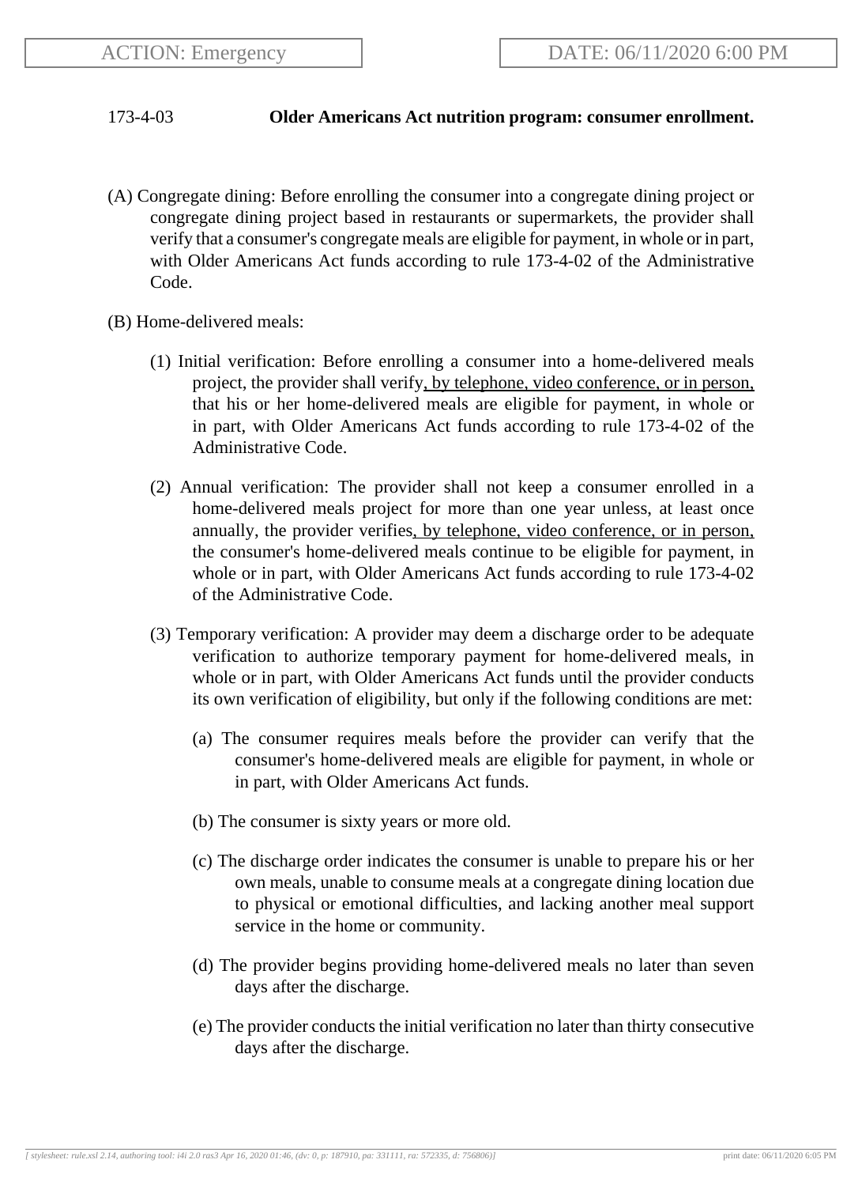ACTION: Emergency

DATE: 06/11/2020 6:00 PM

**173-4-03 Older Americans Act nutrition program: consumer enrollment.**

(A) Congregate dining: Before enrolling the consumer into a congregate dining project or congregate dining project based in restaurants or supermarkets, the provider shall verify that a consumer's congregate meals are eligible for payment, in whole or in part, with Older Americans Act funds according to rule 173-4-02 of the Administrative Code.

(B) Home-delivered meals:

(1) Initial verification: Before enrolling a consumer into a home-delivered meals project, the provider shall verify, by telephone, video conference, or in person, that his or her home-delivered meals are eligible for payment, in whole or in part, with Older Americans Act funds according to rule 173-4-02 of the Administrative Code.

(2) Annual verification: The provider shall not keep a consumer enrolled in a home-delivered meals project for more than one year unless, at least once annually, the provider verifies, by telephone, video conference, or in person, the consumer's home-delivered meals continue to be eligible for payment, in whole or in part, with Older Americans Act funds according to rule 173-4-02 of the Administrative Code.

(3) Temporary verification: A provider may deem a discharge order to be adequate verification to authorize temporary payment for home-delivered meals, in whole or in part, with Older Americans Act funds until the provider conducts its own verification of eligibility, but only if the following conditions are met:

(a) The consumer requires meals before the provider can verify that the consumer's home-delivered meals are eligible for payment, in whole or in part, with Older Americans Act funds.

(b) The consumer is sixty years or more old.

(c) The discharge order indicates the consumer is unable to prepare his or her own meals, unable to consume meals at a congregate dining location due to physical or emotional difficulties, and lacking another meal support service in the home or community.

(d) The provider begins providing home-delivered meals no later than seven days after the discharge.

(e) The provider conducts the initial verification no later than thirty consecutive days after the discharge.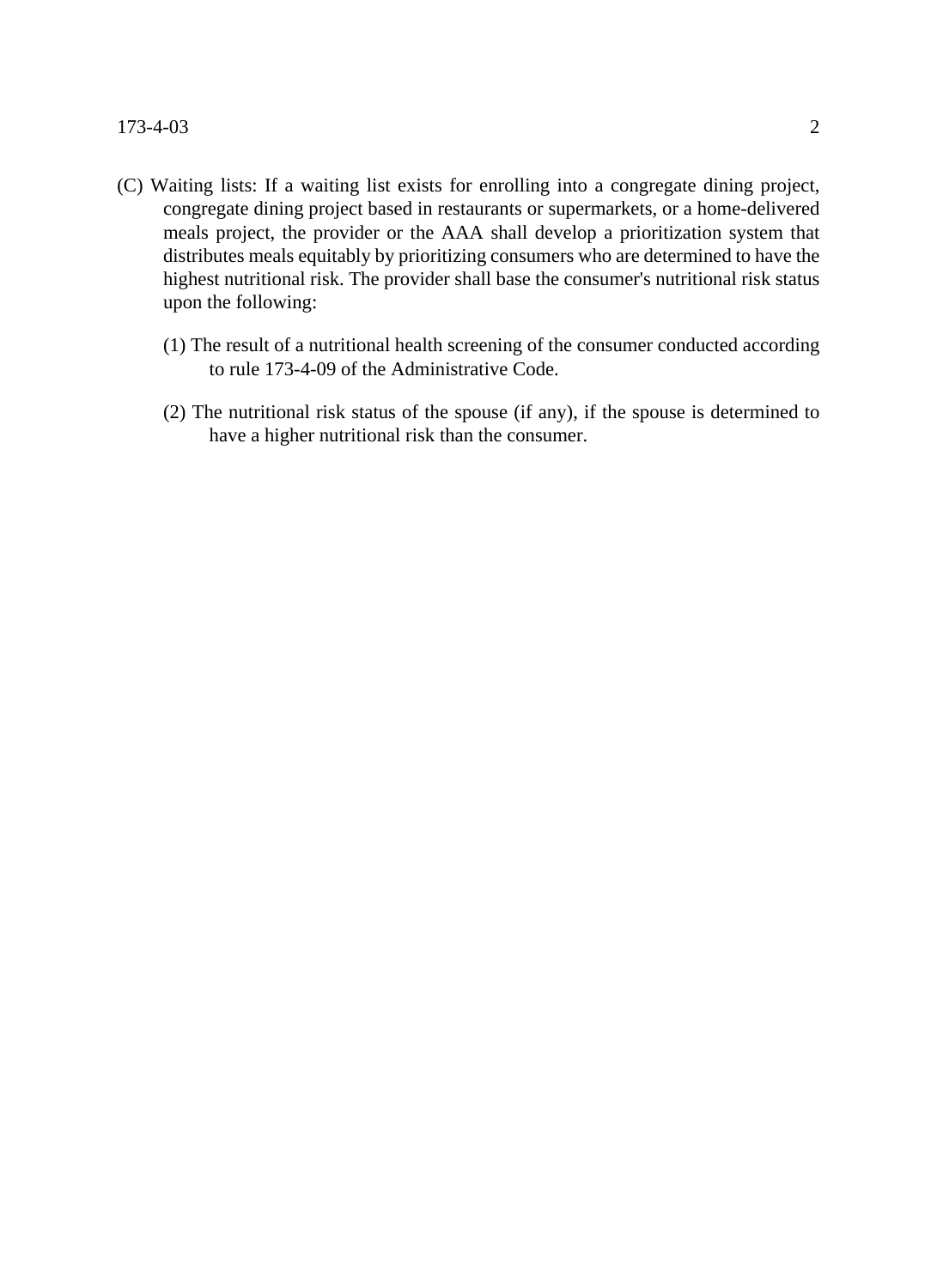(C) Waiting lists: If a waiting list exists for enrolling into a congregate dining project, congregate dining project based in restaurants or supermarkets, or a home-delivered meals project, the provider or the AAA shall develop a prioritization system that distributes meals equitably by prioritizing consumers who are determined to have the highest nutritional risk. The provider shall base the consumer's nutritional risk status upon the following:

(1) The result of a nutritional health screening of the consumer conducted according to rule 173-4-09 of the Administrative Code.

(2) The nutritional risk status of the spouse (if any), if the spouse is determined to have a higher nutritional risk than the consumer.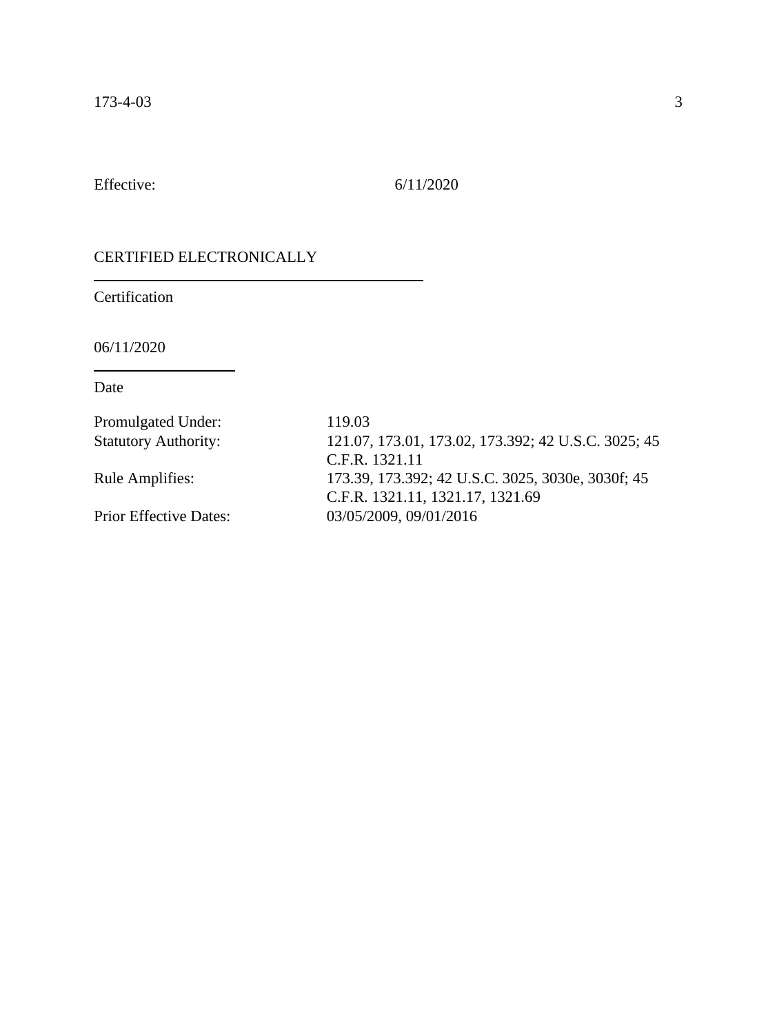Effective: 6/11/2020

CERTIFIED ELECTRONICALLY

Certification

06/11/2020

Date

| | |
|---|---|
| Promulgated Under: | 119.03 |
| Statutory Authority: | 121.07, 173.01, 173.02, 173.392; 42 U.S.C. 3025; 45 C.F.R. 1321.11 |
| Rule Amplifies: | 173.39, 173.392; 42 U.S.C. 3025, 3030e, 3030f; 45 C.F.R. 1321.11, 1321.17, 1321.69 |
| Prior Effective Dates: | 03/05/2009, 09/01/2016 |